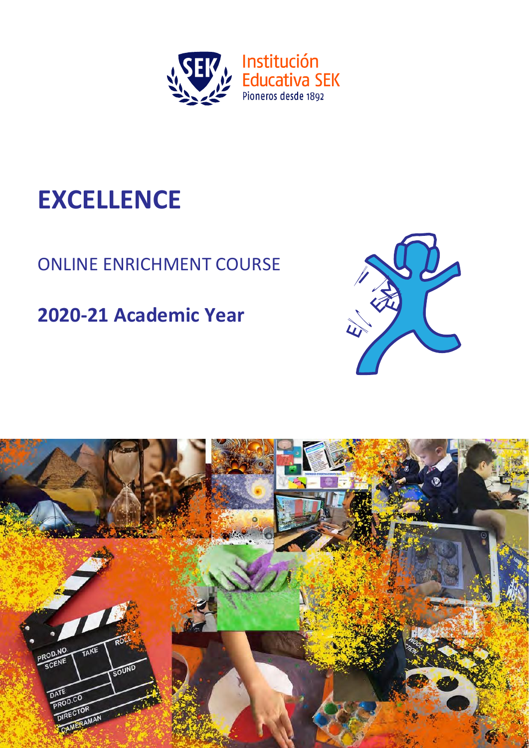Institución Educativa SEK

Pioneros desde 1892

# EXCELLENCE

## ONLINE ENRICHMENT COURSE

## 2020-21 Academic Year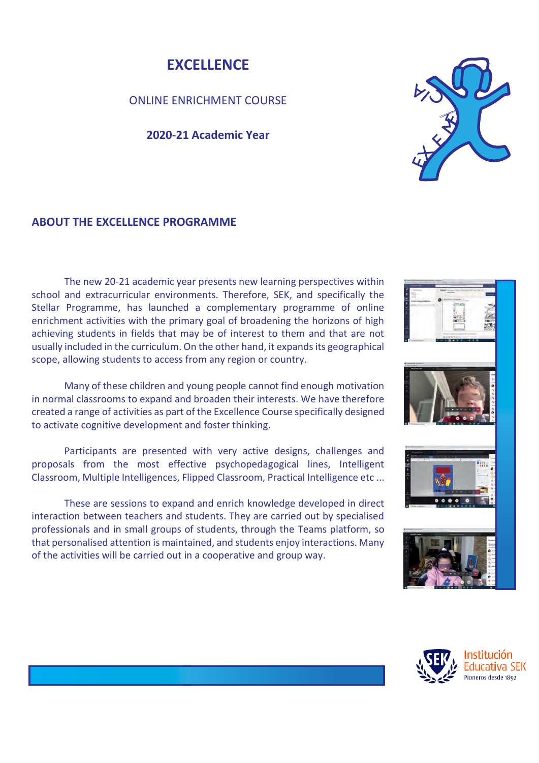# EXCELLENCE

ONLINE ENRICHMENT COURSE

**2020-21 Academic Year**

## ABOUT THE EXCELLENCE PROGRAMME

The new 20-21 academic year presents new learning perspectives within school and extracurricular environments. Therefore, SEK, and specifically the Stellar Programme, has launched a complementary programme of online enrichment activities with the primary goal of broadening the horizons of high achieving students in fields that may be of interest to them and that are not usually included in the curriculum. On the other hand, it expands its geographical scope, allowing students to access from any region or country.

Many of these children and young people cannot find enough motivation in normal classrooms to expand and broaden their interests. We have therefore created a range of activities as part of the Excellence Course specifically designed to activate cognitive development and foster thinking.

Participants are presented with very active designs, challenges and proposals from the most effective psychopedagogical lines, Intelligent Classroom, Multiple Intelligences, Flipped Classroom, Practical Intelligence etc ...

These are sessions to expand and enrich knowledge developed in direct interaction between teachers and students. They are carried out by specialised professionals and in small groups of students, through the Teams platform, so that personalised attention is maintained, and students enjoy interactions. Many of the activities will be carried out in a cooperative and group way.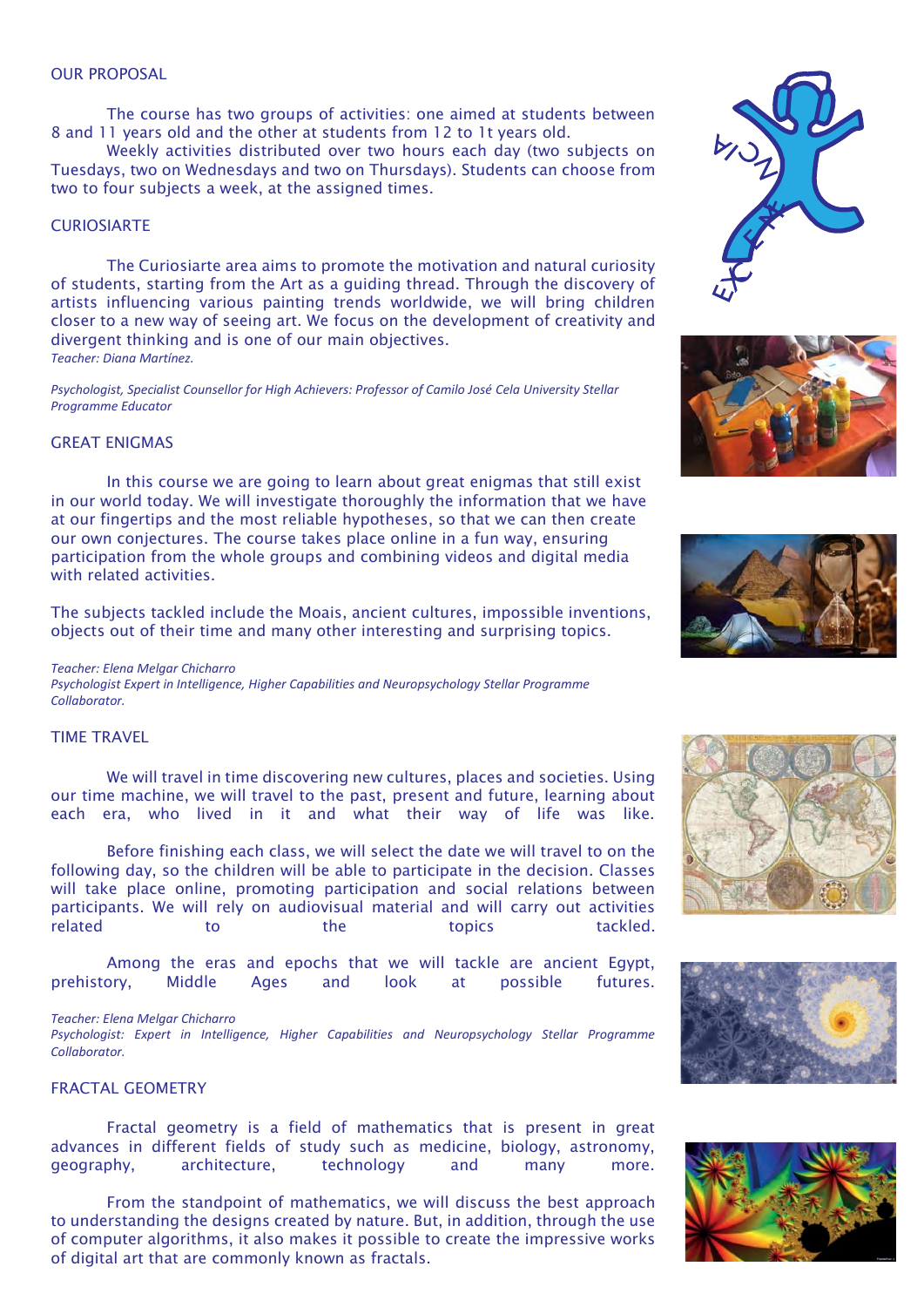## OUR PROPOSAL

The course has two groups of activities: one aimed at students between 8 and 11 years old and the other at students from 12 to 1t years old.

Weekly activities distributed over two hours each day (two subjects on Tuesdays, two on Wednesdays and two on Thursdays). Students can choose from two to four subjects a week, at the assigned times.

## CURIOSIARTE

The Curiosiarte area aims to promote the motivation and natural curiosity of students, starting from the Art as a guiding thread. Through the discovery of artists influencing various painting trends worldwide, we will bring children closer to a new way of seeing art. We focus on the development of creativity and divergent thinking and is one of our main objectives.

*Teacher: Diana Martínez.*

*Psychologist, Specialist Counsellor for High Achievers: Professor of Camilo José Cela University Stellar Programme Educator*

## GREAT ENIGMAS

In this course we are going to learn about great enigmas that still exist in our world today. We will investigate thoroughly the information that we have at our fingertips and the most reliable hypotheses, so that we can then create our own conjectures. The course takes place online in a fun way, ensuring participation from the whole groups and combining videos and digital media with related activities.

The subjects tackled include the Moais, ancient cultures, impossible inventions, objects out of their time and many other interesting and surprising topics.

*Teacher: Elena Melgar Chicharro*
*Psychologist Expert in Intelligence, Higher Capabilities and Neuropsychology Stellar Programme Collaborator.*

## TIME TRAVEL

We will travel in time discovering new cultures, places and societies. Using our time machine, we will travel to the past, present and future, learning about each era, who lived in it and what their way of life was like.

Before finishing each class, we will select the date we will travel to on the following day, so the children will be able to participate in the decision. Classes will take place online, promoting participation and social relations between participants. We will rely on audiovisual material and will carry out activities related to the topics tackled.

Among the eras and epochs that we will tackle are ancient Egypt, prehistory, Middle Ages and look at possible futures.

*Teacher: Elena Melgar Chicharro*
*Psychologist: Expert in Intelligence, Higher Capabilities and Neuropsychology Stellar Programme Collaborator.*

## FRACTAL GEOMETRY

Fractal geometry is a field of mathematics that is present in great advances in different fields of study such as medicine, biology, astronomy, geography, architecture, technology and many more.

From the standpoint of mathematics, we will discuss the best approach to understanding the designs created by nature. But, in addition, through the use of computer algorithms, it also makes it possible to create the impressive works of digital art that are commonly known as fractals.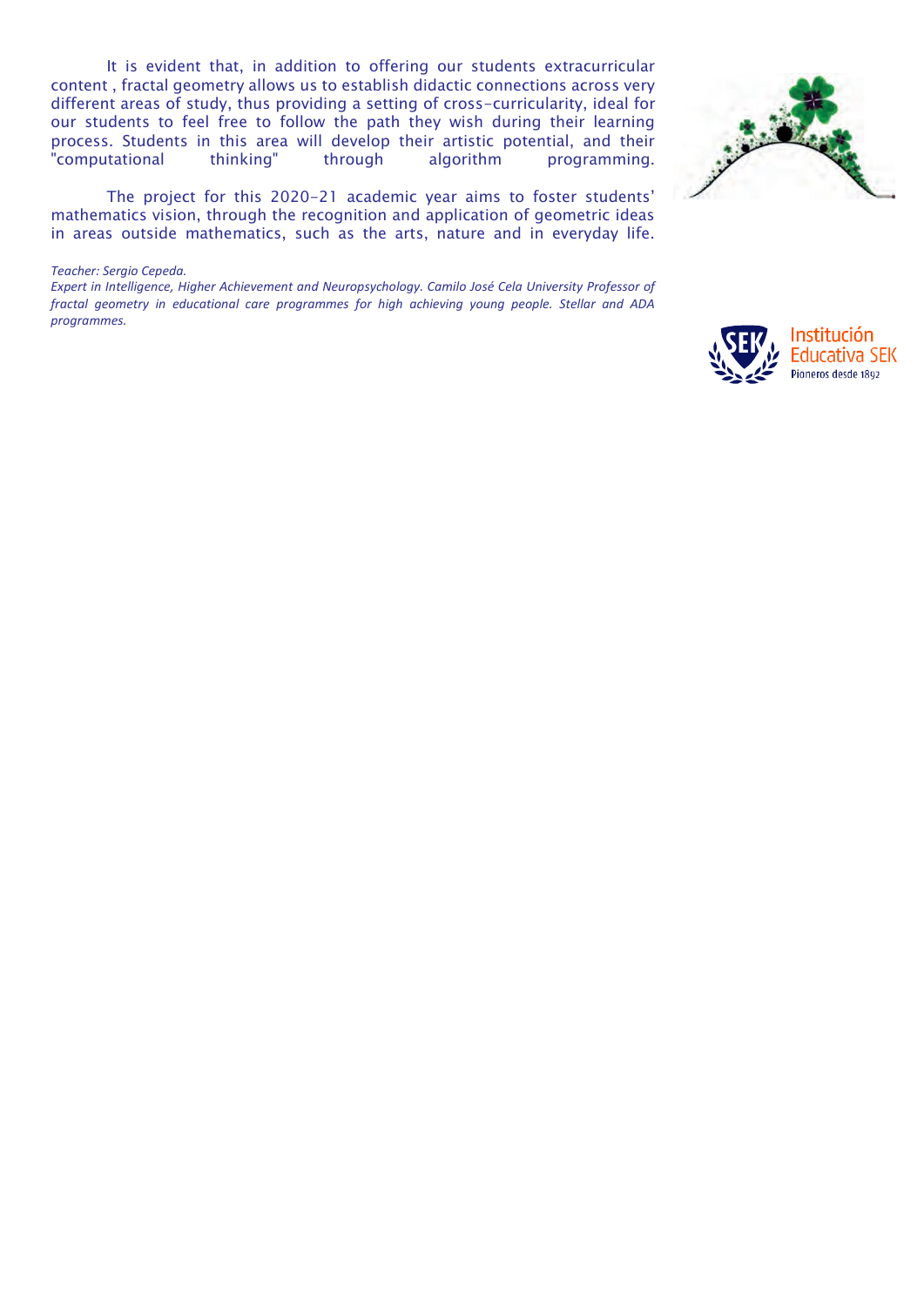It is evident that, in addition to offering our students extracurricular content , fractal geometry allows us to establish didactic connections across very different areas of study, thus providing a setting of cross-curricularity, ideal for our students to feel free to follow the path they wish during their learning process. Students in this area will develop their artistic potential, and their "computational thinking" through algorithm programming.

The project for this 2020-21 academic year aims to foster students' mathematics vision, through the recognition and application of geometric ideas in areas outside mathematics, such as the arts, nature and in everyday life.

*Teacher: Sergio Cepeda.*
*Expert in Intelligence, Higher Achievement and Neuropsychology. Camilo José Cela University Professor of fractal geometry in educational care programmes for high achieving young people. Stellar and ADA programmes.*

Institución Educativa SEK
Pioneros desde 1892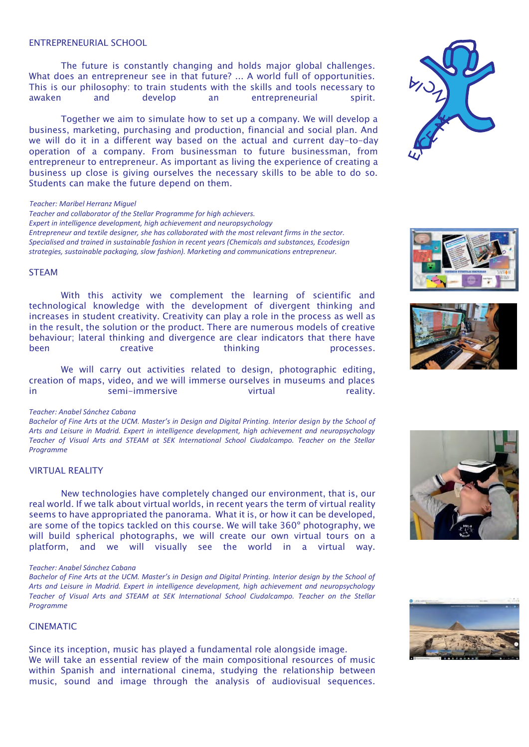## ENTREPRENEURIAL SCHOOL

The future is constantly changing and holds major global challenges. What does an entrepreneur see in that future? ... A world full of opportunities. This is our philosophy: to train students with the skills and tools necessary to awaken and develop an entrepreneurial spirit.

Together we aim to simulate how to set up a company. We will develop a business, marketing, purchasing and production, financial and social plan. And we will do it in a different way based on the actual and current day-to-day operation of a company. From businessman to future businessman, from entrepreneur to entrepreneur. As important as living the experience of creating a business up close is giving ourselves the necessary skills to be able to do so. Students can make the future depend on them.

*Teacher: Maribel Herranz Miguel*
*Teacher and collaborator of the Stellar Programme for high achievers.*
*Expert in intelligence development, high achievement and neuropsychology*
*Entrepreneur and textile designer, she has collaborated with the most relevant firms in the sector.*
*Specialised and trained in sustainable fashion in recent years (Chemicals and substances, Ecodesign strategies, sustainable packaging, slow fashion). Marketing and communications entrepreneur.*

## STEAM

With this activity we complement the learning of scientific and technological knowledge with the development of divergent thinking and increases in student creativity. Creativity can play a role in the process as well as in the result, the solution or the product. There are numerous models of creative behaviour; lateral thinking and divergence are clear indicators that there have been creative thinking processes.

We will carry out activities related to design, photographic editing, creation of maps, video, and we will immerse ourselves in museums and places in semi-immersive virtual reality.

*Teacher: Anabel Sánchez Cabana*
*Bachelor of Fine Arts at the UCM. Master's in Design and Digital Printing. Interior design by the School of Arts and Leisure in Madrid. Expert in intelligence development, high achievement and neuropsychology Teacher of Visual Arts and STEAM at SEK International School Ciudalcampo. Teacher on the Stellar Programme*

## VIRTUAL REALITY

New technologies have completely changed our environment, that is, our real world. If we talk about virtual worlds, in recent years the term of virtual reality seems to have appropriated the panorama. What it is, or how it can be developed, are some of the topics tackled on this course. We will take 360º photography, we will build spherical photographs, we will create our own virtual tours on a platform, and we will visually see the world in a virtual way.

*Teacher: Anabel Sánchez Cabana*
*Bachelor of Fine Arts at the UCM. Master's in Design and Digital Printing. Interior design by the School of Arts and Leisure in Madrid. Expert in intelligence development, high achievement and neuropsychology Teacher of Visual Arts and STEAM at SEK International School Ciudalcampo. Teacher on the Stellar Programme*

## CINEMATIC

Since its inception, music has played a fundamental role alongside image.
We will take an essential review of the main compositional resources of music within Spanish and international cinema, studying the relationship between music, sound and image through the analysis of audiovisual sequences.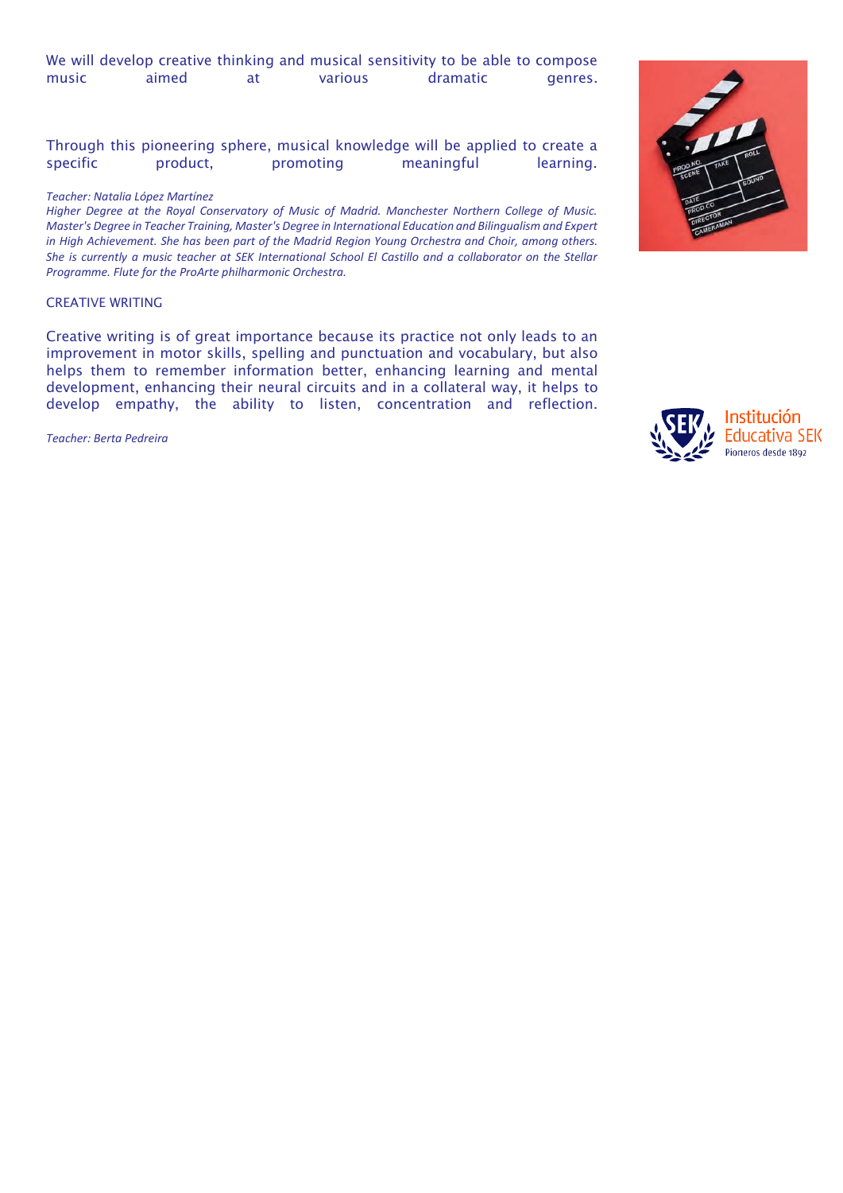We will develop creative thinking and musical sensitivity to be able to compose music aimed at various dramatic genres.

Through this pioneering sphere, musical knowledge will be applied to create a specific product, promoting meaningful learning.

*Teacher: Natalia López Martínez*

*Higher Degree at the Royal Conservatory of Music of Madrid. Manchester Northern College of Music. Master's Degree in Teacher Training, Master's Degree in International Education and Bilingualism and Expert in High Achievement. She has been part of the Madrid Region Young Orchestra and Choir, among others. She is currently a music teacher at SEK International School El Castillo and a collaborator on the Stellar Programme. Flute for the ProArte philharmonic Orchestra.*

## CREATIVE WRITING

Creative writing is of great importance because its practice not only leads to an improvement in motor skills, spelling and punctuation and vocabulary, but also helps them to remember information better, enhancing learning and mental development, enhancing their neural circuits and in a collateral way, it helps to develop empathy, the ability to listen, concentration and reflection.

*Teacher: Berta Pedreira*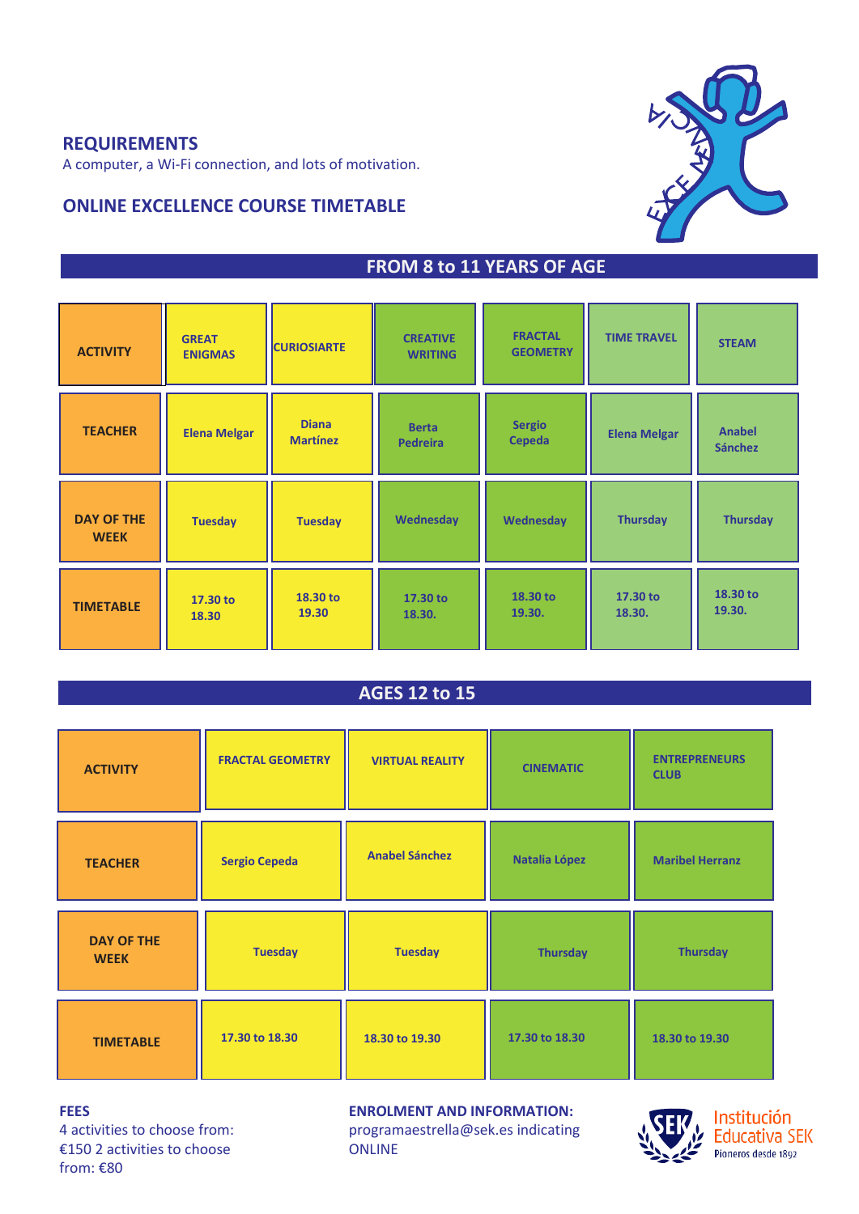## REQUIREMENTS

A computer, a Wi-Fi connection, and lots of motivation.

## ONLINE EXCELLENCE COURSE TIMETABLE

### FROM 8 to 11 YEARS OF AGE

| ACTIVITY | GREAT ENIGMAS | CURIOSIARTE | CREATIVE WRITING | FRACTAL GEOMETRY | TIME TRAVEL | STEAM |
|---|---|---|---|---|---|---|
| TEACHER | Elena Melgar | Diana Martínez | Berta Pedreira | Sergio Cepeda | Elena Melgar | Anabel Sánchez |
| DAY OF THE WEEK | Tuesday | Tuesday | Wednesday | Wednesday | Thursday | Thursday |
| TIMETABLE | 17.30 to 18.30 | 18.30 to 19.30 | 17.30 to 18.30. | 18.30 to 19.30. | 17.30 to 18.30. | 18.30 to 19.30. |

### AGES 12 to 15

| ACTIVITY | FRACTAL GEOMETRY | VIRTUAL REALITY | CINEMATIC | ENTREPRENEURS CLUB |
|---|---|---|---|---|
| TEACHER | Sergio Cepeda | Anabel Sánchez | Natalia López | Maribel Herranz |
| DAY OF THE WEEK | Tuesday | Tuesday | Thursday | Thursday |
| TIMETABLE | 17.30 to 18.30 | 18.30 to 19.30 | 17.30 to 18.30 | 18.30 to 19.30 |

**FEES**
4 activities to choose from: €150 2 activities to choose from: €80

**ENROLMENT AND INFORMATION:**
programaestrella@sek.es indicating ONLINE

Institución Educativa SEK
Pioneros desde 1892